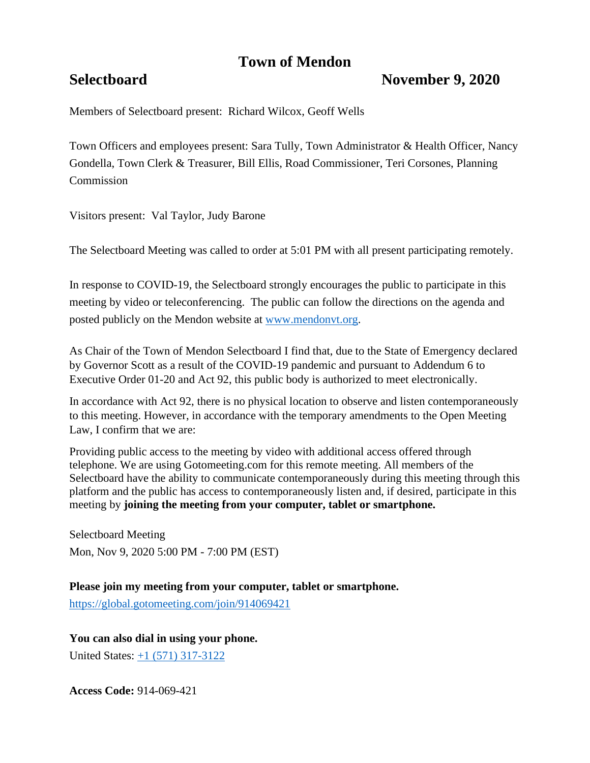# Town of Mendon

## Selectboard November 9, 2020

Members of Selectboard present: Richard Wilcox, Geoff Wells

Town Officers and employees present: Sara Tully, Town Administrator & Health Officer, Nancy Gondella, Town Clerk & Treasurer, Bill Ellis, Road Commissioner, Teri Corsones, Planning Commission

Visitors present: Val Taylor, Judy Barone

The Selectboard Meeting was called to order at 5:01 PM with all present participating remotely.

In response to COVID-19, the Selectboard strongly encourages the public to participate in this meeting by video or teleconferencing. The public can follow the directions on the agenda and posted publicly on the Mendon website at [www.mendonvt.org](http://www.mendonvt.org).

As Chair of the Town of Mendon Selectboard I find that, due to the State of Emergency declared by Governor Scott as a result of the COVID-19 pandemic and pursuant to Addendum 6 to Executive Order 01-20 and Act 92, this public body is authorized to meet electronically.

In accordance with Act 92, there is no physical location to observe and listen contemporaneously to this meeting. However, in accordance with the temporary amendments to the Open Meeting Law, I confirm that we are:

Providing public access to the meeting by video with additional access offered through telephone. We are using Gotomeeting.com for this remote meeting. All members of the Selectboard have the ability to communicate contemporaneously during this meeting through this platform and the public has access to contemporaneously listen and, if desired, participate in this meeting by **joining the meeting from your computer, tablet or smartphone.**

Selectboard Meeting
Mon, Nov 9, 2020 5:00 PM - 7:00 PM (EST)

**Please join my meeting from your computer, tablet or smartphone.**
[https://global.gotomeeting.com/join/914069421](https://global.gotomeeting.com/join/914069421)

**You can also dial in using your phone.**
United States: [+1 (571) 317-3122](tel:+15713173122)

**Access Code:** 914-069-421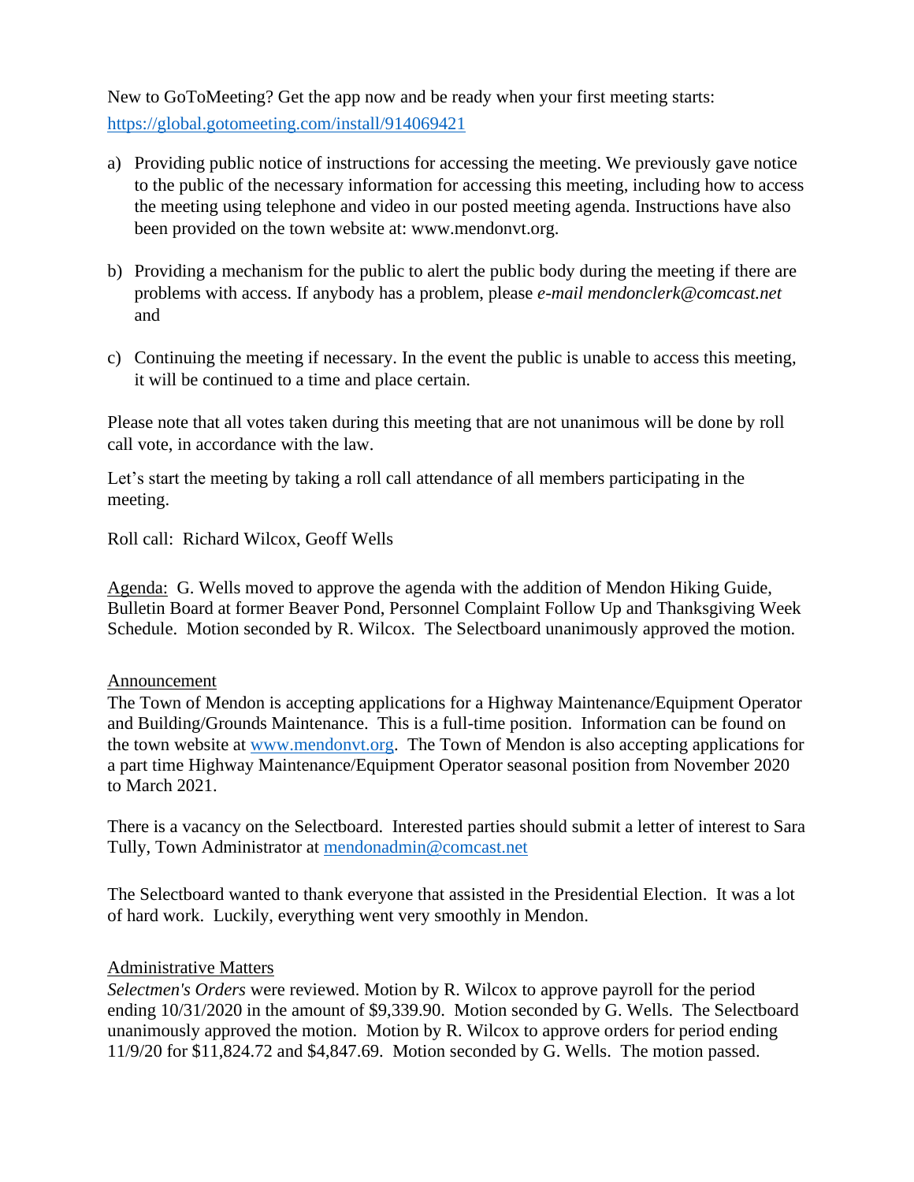New to GoToMeeting? Get the app now and be ready when your first meeting starts: https://global.gotomeeting.com/install/914069421

a) Providing public notice of instructions for accessing the meeting. We previously gave notice to the public of the necessary information for accessing this meeting, including how to access the meeting using telephone and video in our posted meeting agenda. Instructions have also been provided on the town website at: www.mendonvt.org.

b) Providing a mechanism for the public to alert the public body during the meeting if there are problems with access. If anybody has a problem, please *e-mail mendonclerk@comcast.net* and

c) Continuing the meeting if necessary. In the event the public is unable to access this meeting, it will be continued to a time and place certain.

Please note that all votes taken during this meeting that are not unanimous will be done by roll call vote, in accordance with the law.

Let's start the meeting by taking a roll call attendance of all members participating in the meeting.

Roll call: Richard Wilcox, Geoff Wells

Agenda: G. Wells moved to approve the agenda with the addition of Mendon Hiking Guide, Bulletin Board at former Beaver Pond, Personnel Complaint Follow Up and Thanksgiving Week Schedule. Motion seconded by R. Wilcox. The Selectboard unanimously approved the motion.

Announcement

The Town of Mendon is accepting applications for a Highway Maintenance/Equipment Operator and Building/Grounds Maintenance. This is a full-time position. Information can be found on the town website at www.mendonvt.org. The Town of Mendon is also accepting applications for a part time Highway Maintenance/Equipment Operator seasonal position from November 2020 to March 2021.

There is a vacancy on the Selectboard. Interested parties should submit a letter of interest to Sara Tully, Town Administrator at mendonadmin@comcast.net

The Selectboard wanted to thank everyone that assisted in the Presidential Election. It was a lot of hard work. Luckily, everything went very smoothly in Mendon.

Administrative Matters

*Selectmen's Orders* were reviewed. Motion by R. Wilcox to approve payroll for the period ending 10/31/2020 in the amount of $9,339.90. Motion seconded by G. Wells. The Selectboard unanimously approved the motion. Motion by R. Wilcox to approve orders for period ending 11/9/20 for $11,824.72 and $4,847.69. Motion seconded by G. Wells. The motion passed.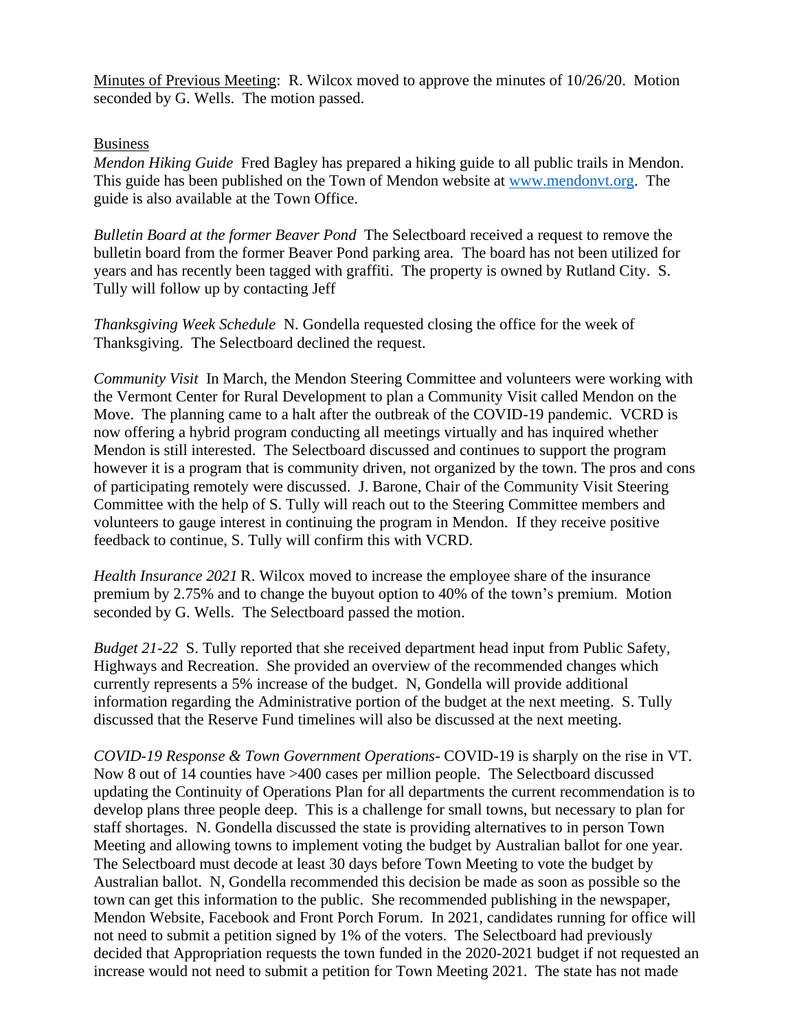Minutes of Previous Meeting: R. Wilcox moved to approve the minutes of 10/26/20. Motion seconded by G. Wells. The motion passed.

Business

*Mendon Hiking Guide* Fred Bagley has prepared a hiking guide to all public trails in Mendon. This guide has been published on the Town of Mendon website at www.mendonvt.org. The guide is also available at the Town Office.

*Bulletin Board at the former Beaver Pond* The Selectboard received a request to remove the bulletin board from the former Beaver Pond parking area. The board has not been utilized for years and has recently been tagged with graffiti. The property is owned by Rutland City. S. Tully will follow up by contacting Jeff

*Thanksgiving Week Schedule* N. Gondella requested closing the office for the week of Thanksgiving. The Selectboard declined the request.

*Community Visit* In March, the Mendon Steering Committee and volunteers were working with the Vermont Center for Rural Development to plan a Community Visit called Mendon on the Move. The planning came to a halt after the outbreak of the COVID-19 pandemic. VCRD is now offering a hybrid program conducting all meetings virtually and has inquired whether Mendon is still interested. The Selectboard discussed and continues to support the program however it is a program that is community driven, not organized by the town. The pros and cons of participating remotely were discussed. J. Barone, Chair of the Community Visit Steering Committee with the help of S. Tully will reach out to the Steering Committee members and volunteers to gauge interest in continuing the program in Mendon. If they receive positive feedback to continue, S. Tully will confirm this with VCRD.

*Health Insurance 2021* R. Wilcox moved to increase the employee share of the insurance premium by 2.75% and to change the buyout option to 40% of the town's premium. Motion seconded by G. Wells. The Selectboard passed the motion.

*Budget 21-22* S. Tully reported that she received department head input from Public Safety, Highways and Recreation. She provided an overview of the recommended changes which currently represents a 5% increase of the budget. N, Gondella will provide additional information regarding the Administrative portion of the budget at the next meeting. S. Tully discussed that the Reserve Fund timelines will also be discussed at the next meeting.

*COVID-19 Response & Town Government Operations*- COVID-19 is sharply on the rise in VT. Now 8 out of 14 counties have >400 cases per million people. The Selectboard discussed updating the Continuity of Operations Plan for all departments the current recommendation is to develop plans three people deep. This is a challenge for small towns, but necessary to plan for staff shortages. N. Gondella discussed the state is providing alternatives to in person Town Meeting and allowing towns to implement voting the budget by Australian ballot for one year. The Selectboard must decode at least 30 days before Town Meeting to vote the budget by Australian ballot. N, Gondella recommended this decision be made as soon as possible so the town can get this information to the public. She recommended publishing in the newspaper, Mendon Website, Facebook and Front Porch Forum. In 2021, candidates running for office will not need to submit a petition signed by 1% of the voters. The Selectboard had previously decided that Appropriation requests the town funded in the 2020-2021 budget if not requested an increase would not need to submit a petition for Town Meeting 2021. The state has not made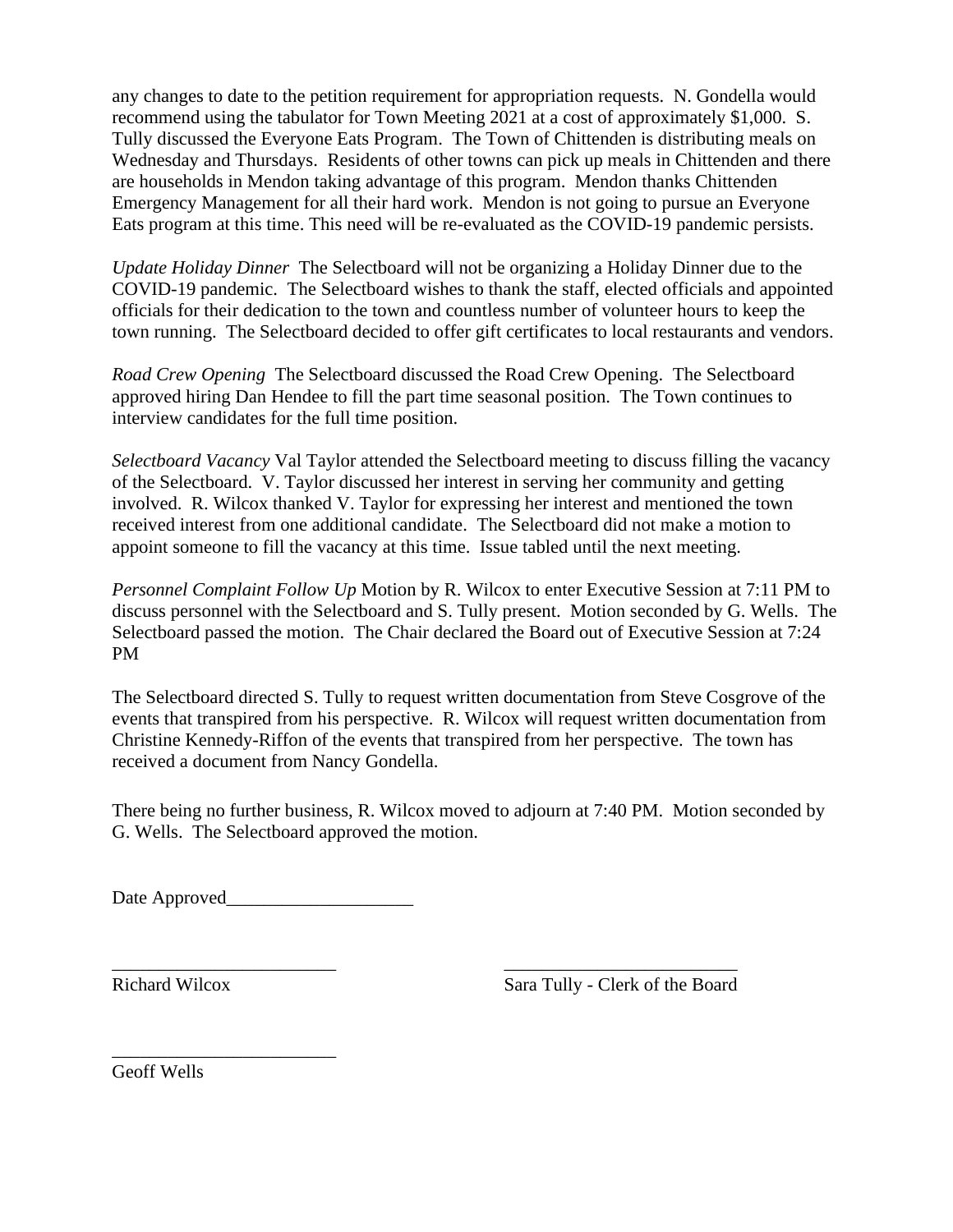any changes to date to the petition requirement for appropriation requests. N. Gondella would recommend using the tabulator for Town Meeting 2021 at a cost of approximately $1,000. S. Tully discussed the Everyone Eats Program. The Town of Chittenden is distributing meals on Wednesday and Thursdays. Residents of other towns can pick up meals in Chittenden and there are households in Mendon taking advantage of this program. Mendon thanks Chittenden Emergency Management for all their hard work. Mendon is not going to pursue an Everyone Eats program at this time. This need will be re-evaluated as the COVID-19 pandemic persists.

*Update Holiday Dinner* The Selectboard will not be organizing a Holiday Dinner due to the COVID-19 pandemic. The Selectboard wishes to thank the staff, elected officials and appointed officials for their dedication to the town and countless number of volunteer hours to keep the town running. The Selectboard decided to offer gift certificates to local restaurants and vendors.

*Road Crew Opening* The Selectboard discussed the Road Crew Opening. The Selectboard approved hiring Dan Hendee to fill the part time seasonal position. The Town continues to interview candidates for the full time position.

*Selectboard Vacancy* Val Taylor attended the Selectboard meeting to discuss filling the vacancy of the Selectboard. V. Taylor discussed her interest in serving her community and getting involved. R. Wilcox thanked V. Taylor for expressing her interest and mentioned the town received interest from one additional candidate. The Selectboard did not make a motion to appoint someone to fill the vacancy at this time. Issue tabled until the next meeting.

*Personnel Complaint Follow Up* Motion by R. Wilcox to enter Executive Session at 7:11 PM to discuss personnel with the Selectboard and S. Tully present. Motion seconded by G. Wells. The Selectboard passed the motion. The Chair declared the Board out of Executive Session at 7:24 PM

The Selectboard directed S. Tully to request written documentation from Steve Cosgrove of the events that transpired from his perspective. R. Wilcox will request written documentation from Christine Kennedy-Riffon of the events that transpired from her perspective. The town has received a document from Nancy Gondella.

There being no further business, R. Wilcox moved to adjourn at 7:40 PM. Motion seconded by G. Wells. The Selectboard approved the motion.

Date Approved____________________

________________________
Richard Wilcox

________________________
Sara Tully - Clerk of the Board

________________________
Geoff Wells